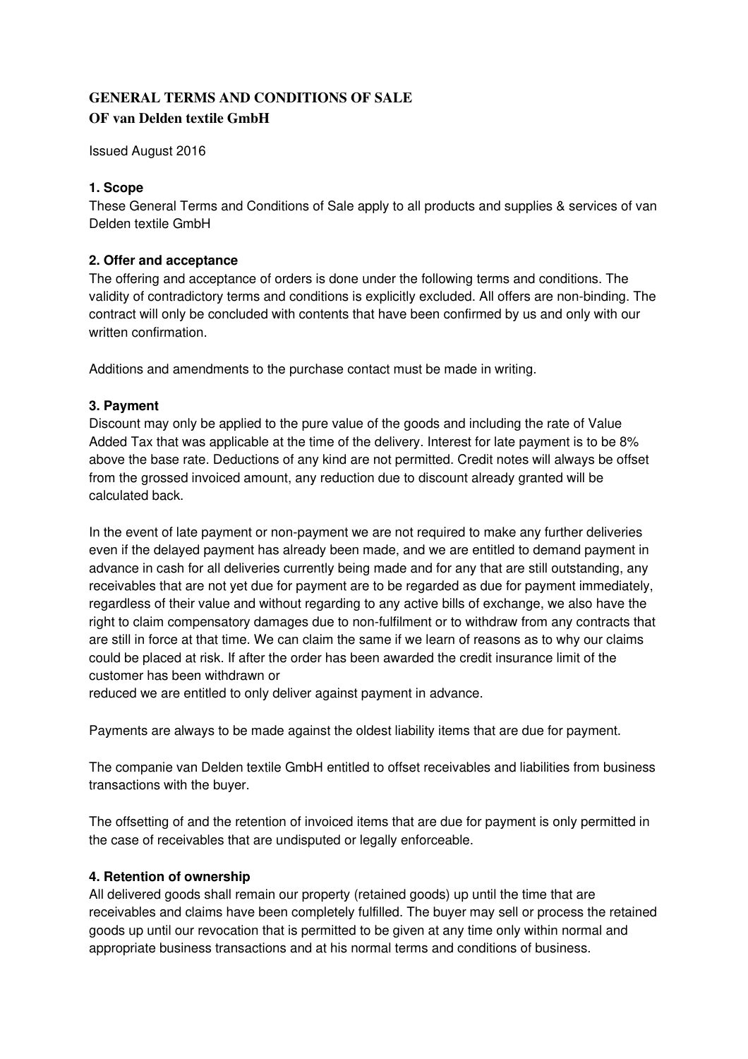# GENERAL TERMS AND CONDITIONS OF SALE
## OF van Delden textile GmbH

Issued August 2016

**1. Scope**

These General Terms and Conditions of Sale apply to all products and supplies & services of van Delden textile GmbH

**2. Offer and acceptance**

The offering and acceptance of orders is done under the following terms and conditions. The validity of contradictory terms and conditions is explicitly excluded. All offers are non-binding. The contract will only be concluded with contents that have been confirmed by us and only with our written confirmation.

Additions and amendments to the purchase contact must be made in writing.

**3. Payment**

Discount may only be applied to the pure value of the goods and including the rate of Value Added Tax that was applicable at the time of the delivery. Interest for late payment is to be 8% above the base rate. Deductions of any kind are not permitted. Credit notes will always be offset from the grossed invoiced amount, any reduction due to discount already granted will be calculated back.

In the event of late payment or non-payment we are not required to make any further deliveries even if the delayed payment has already been made, and we are entitled to demand payment in advance in cash for all deliveries currently being made and for any that are still outstanding, any receivables that are not yet due for payment are to be regarded as due for payment immediately, regardless of their value and without regarding to any active bills of exchange, we also have the right to claim compensatory damages due to non-fulfilment or to withdraw from any contracts that are still in force at that time. We can claim the same if we learn of reasons as to why our claims could be placed at risk. If after the order has been awarded the credit insurance limit of the customer has been withdrawn or
reduced we are entitled to only deliver against payment in advance.

Payments are always to be made against the oldest liability items that are due for payment.

The companie van Delden textile GmbH entitled to offset receivables and liabilities from business transactions with the buyer.

The offsetting of and the retention of invoiced items that are due for payment is only permitted in the case of receivables that are undisputed or legally enforceable.

**4. Retention of ownership**

All delivered goods shall remain our property (retained goods) up until the time that are receivables and claims have been completely fulfilled. The buyer may sell or process the retained goods up until our revocation that is permitted to be given at any time only within normal and appropriate business transactions and at his normal terms and conditions of business.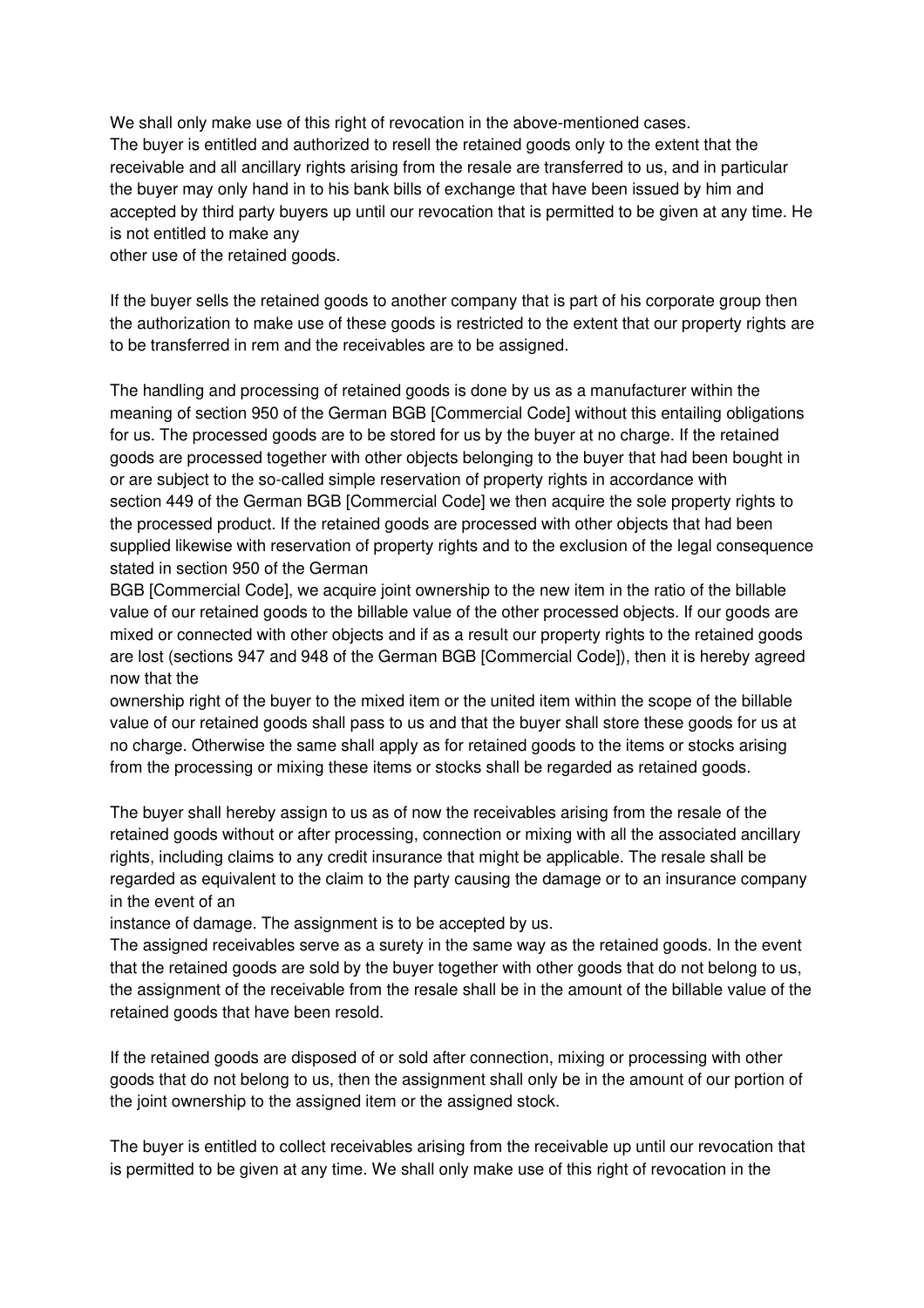We shall only make use of this right of revocation in the above-mentioned cases.
The buyer is entitled and authorized to resell the retained goods only to the extent that the receivable and all ancillary rights arising from the resale are transferred to us, and in particular the buyer may only hand in to his bank bills of exchange that have been issued by him and accepted by third party buyers up until our revocation that is permitted to be given at any time. He is not entitled to make any
other use of the retained goods.

If the buyer sells the retained goods to another company that is part of his corporate group then the authorization to make use of these goods is restricted to the extent that our property rights are to be transferred in rem and the receivables are to be assigned.

The handling and processing of retained goods is done by us as a manufacturer within the meaning of section 950 of the German BGB [Commercial Code] without this entailing obligations for us. The processed goods are to be stored for us by the buyer at no charge. If the retained goods are processed together with other objects belonging to the buyer that had been bought in or are subject to the so-called simple reservation of property rights in accordance with section 449 of the German BGB [Commercial Code] we then acquire the sole property rights to the processed product. If the retained goods are processed with other objects that had been supplied likewise with reservation of property rights and to the exclusion of the legal consequence stated in section 950 of the German
BGB [Commercial Code], we acquire joint ownership to the new item in the ratio of the billable value of our retained goods to the billable value of the other processed objects. If our goods are mixed or connected with other objects and if as a result our property rights to the retained goods are lost (sections 947 and 948 of the German BGB [Commercial Code]), then it is hereby agreed now that the
ownership right of the buyer to the mixed item or the united item within the scope of the billable value of our retained goods shall pass to us and that the buyer shall store these goods for us at no charge. Otherwise the same shall apply as for retained goods to the items or stocks arising from the processing or mixing these items or stocks shall be regarded as retained goods.

The buyer shall hereby assign to us as of now the receivables arising from the resale of the retained goods without or after processing, connection or mixing with all the associated ancillary rights, including claims to any credit insurance that might be applicable. The resale shall be regarded as equivalent to the claim to the party causing the damage or to an insurance company in the event of an
instance of damage. The assignment is to be accepted by us.
The assigned receivables serve as a surety in the same way as the retained goods. In the event that the retained goods are sold by the buyer together with other goods that do not belong to us, the assignment of the receivable from the resale shall be in the amount of the billable value of the retained goods that have been resold.

If the retained goods are disposed of or sold after connection, mixing or processing with other goods that do not belong to us, then the assignment shall only be in the amount of our portion of the joint ownership to the assigned item or the assigned stock.

The buyer is entitled to collect receivables arising from the receivable up until our revocation that is permitted to be given at any time. We shall only make use of this right of revocation in the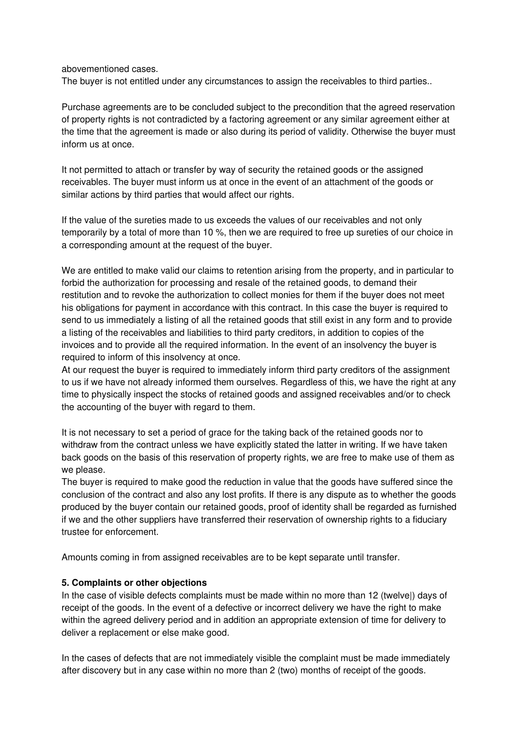abovementioned cases.
The buyer is not entitled under any circumstances to assign the receivables to third parties..

Purchase agreements are to be concluded subject to the precondition that the agreed reservation of property rights is not contradicted by a factoring agreement or any similar agreement either at the time that the agreement is made or also during its period of validity. Otherwise the buyer must inform us at once.

It not permitted to attach or transfer by way of security the retained goods or the assigned receivables. The buyer must inform us at once in the event of an attachment of the goods or similar actions by third parties that would affect our rights.

If the value of the sureties made to us exceeds the values of our receivables and not only temporarily by a total of more than 10 %, then we are required to free up sureties of our choice in a corresponding amount at the request of the buyer.

We are entitled to make valid our claims to retention arising from the property, and in particular to forbid the authorization for processing and resale of the retained goods, to demand their restitution and to revoke the authorization to collect monies for them if the buyer does not meet his obligations for payment in accordance with this contract. In this case the buyer is required to send to us immediately a listing of all the retained goods that still exist in any form and to provide a listing of the receivables and liabilities to third party creditors, in addition to copies of the invoices and to provide all the required information. In the event of an insolvency the buyer is required to inform of this insolvency at once.
At our request the buyer is required to immediately inform third party creditors of the assignment to us if we have not already informed them ourselves. Regardless of this, we have the right at any time to physically inspect the stocks of retained goods and assigned receivables and/or to check the accounting of the buyer with regard to them.

It is not necessary to set a period of grace for the taking back of the retained goods nor to withdraw from the contract unless we have explicitly stated the latter in writing. If we have taken back goods on the basis of this reservation of property rights, we are free to make use of them as we please.
The buyer is required to make good the reduction in value that the goods have suffered since the conclusion of the contract and also any lost profits. If there is any dispute as to whether the goods produced by the buyer contain our retained goods, proof of identity shall be regarded as furnished if we and the other suppliers have transferred their reservation of ownership rights to a fiduciary trustee for enforcement.

Amounts coming in from assigned receivables are to be kept separate until transfer.

**5. Complaints or other objections**
In the case of visible defects complaints must be made within no more than 12 (twelve|) days of receipt of the goods. In the event of a defective or incorrect delivery we have the right to make within the agreed delivery period and in addition an appropriate extension of time for delivery to deliver a replacement or else make good.

In the cases of defects that are not immediately visible the complaint must be made immediately after discovery but in any case within no more than 2 (two) months of receipt of the goods.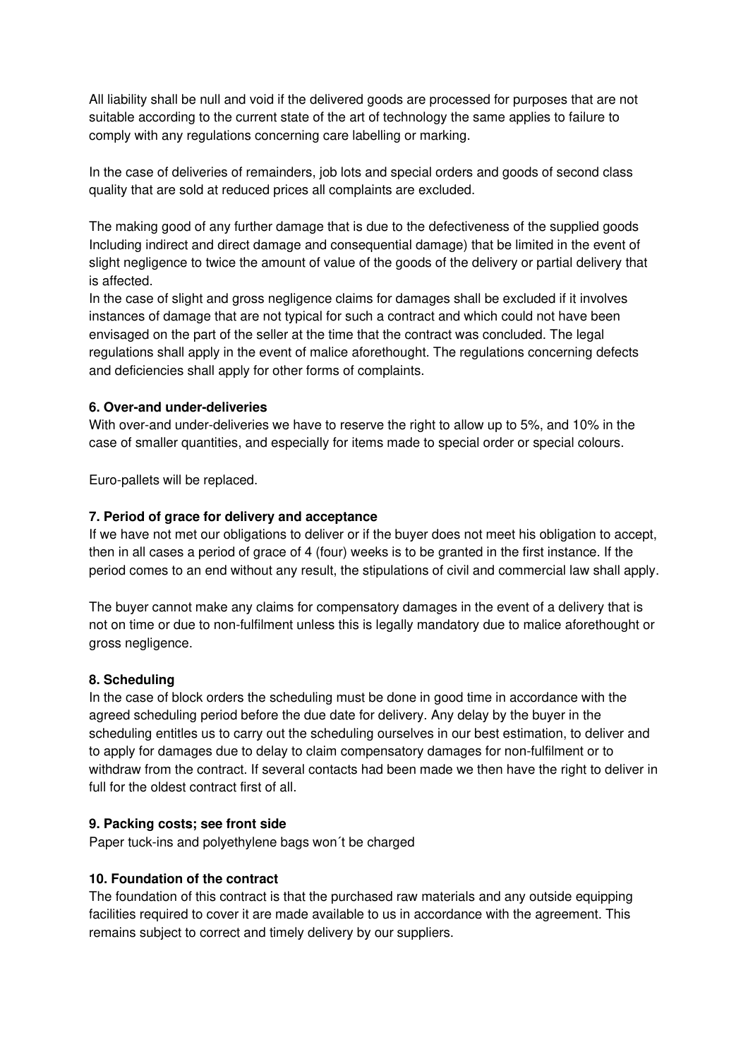All liability shall be null and void if the delivered goods are processed for purposes that are not suitable according to the current state of the art of technology the same applies to failure to comply with any regulations concerning care labelling or marking.

In the case of deliveries of remainders, job lots and special orders and goods of second class quality that are sold at reduced prices all complaints are excluded.

The making good of any further damage that is due to the defectiveness of the supplied goods Including indirect and direct damage and consequential damage) that be limited in the event of slight negligence to twice the amount of value of the goods of the delivery or partial delivery that is affected.
In the case of slight and gross negligence claims for damages shall be excluded if it involves instances of damage that are not typical for such a contract and which could not have been envisaged on the part of the seller at the time that the contract was concluded. The legal regulations shall apply in the event of malice aforethought. The regulations concerning defects and deficiencies shall apply for other forms of complaints.

**6. Over-and under-deliveries**
With over-and under-deliveries we have to reserve the right to allow up to 5%, and 10% in the case of smaller quantities, and especially for items made to special order or special colours.

Euro-pallets will be replaced.

**7. Period of grace for delivery and acceptance**
If we have not met our obligations to deliver or if the buyer does not meet his obligation to accept, then in all cases a period of grace of 4 (four) weeks is to be granted in the first instance. If the period comes to an end without any result, the stipulations of civil and commercial law shall apply.

The buyer cannot make any claims for compensatory damages in the event of a delivery that is not on time or due to non-fulfilment unless this is legally mandatory due to malice aforethought or gross negligence.

**8. Scheduling**
In the case of block orders the scheduling must be done in good time in accordance with the agreed scheduling period before the due date for delivery. Any delay by the buyer in the scheduling entitles us to carry out the scheduling ourselves in our best estimation, to deliver and to apply for damages due to delay to claim compensatory damages for non-fulfilment or to withdraw from the contract. If several contacts had been made we then have the right to deliver in full for the oldest contract first of all.

**9. Packing costs; see front side**
Paper tuck-ins and polyethylene bags won´t be charged

**10. Foundation of the contract**
The foundation of this contract is that the purchased raw materials and any outside equipping facilities required to cover it are made available to us in accordance with the agreement. This remains subject to correct and timely delivery by our suppliers.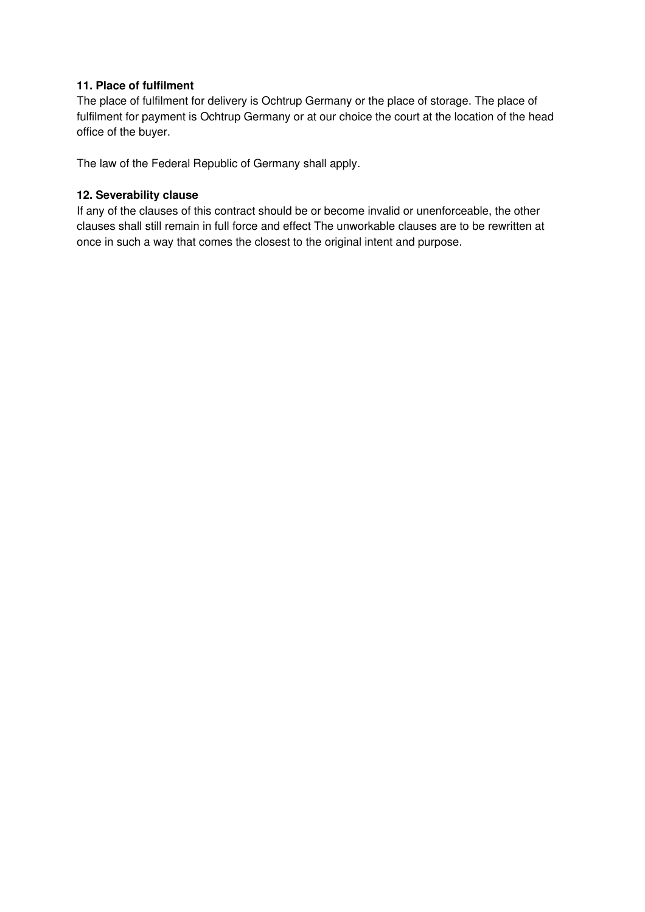**11. Place of fulfilment**

The place of fulfilment for delivery is Ochtrup Germany or the place of storage. The place of fulfilment for payment is Ochtrup Germany or at our choice the court at the location of the head office of the buyer.

The law of the Federal Republic of Germany shall apply.

**12. Severability clause**

If any of the clauses of this contract should be or become invalid or unenforceable, the other clauses shall still remain in full force and effect The unworkable clauses are to be rewritten at once in such a way that comes the closest to the original intent and purpose.